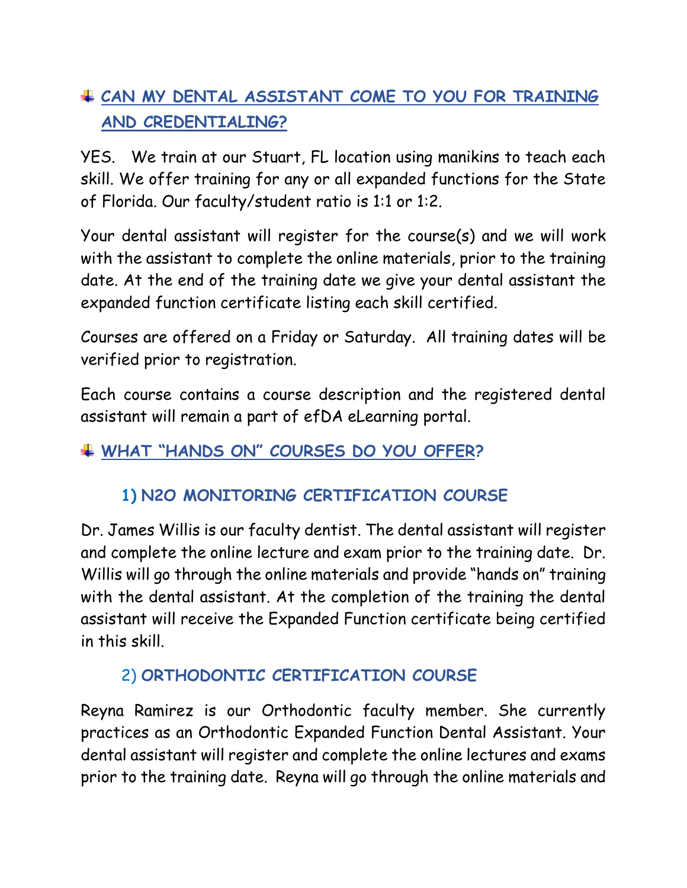## CAN MY DENTAL ASSISTANT COME TO YOU FOR TRAINING AND CREDENTIALING?

YES. We train at our Stuart, FL location using manikins to teach each skill. We offer training for any or all expanded functions for the State of Florida. Our faculty/student ratio is 1:1 or 1:2.

Your dental assistant will register for the course(s) and we will work with the assistant to complete the online materials, prior to the training date. At the end of the training date we give your dental assistant the expanded function certificate listing each skill certified.

Courses are offered on a Friday or Saturday. All training dates will be verified prior to registration.

Each course contains a course description and the registered dental assistant will remain a part of efDA eLearning portal.

## WHAT "HANDS ON" COURSES DO YOU OFFER?

### 1) N2O MONITORING CERTIFICATION COURSE

Dr. James Willis is our faculty dentist. The dental assistant will register and complete the online lecture and exam prior to the training date. Dr. Willis will go through the online materials and provide "hands on" training with the dental assistant. At the completion of the training the dental assistant will receive the Expanded Function certificate being certified in this skill.

### 2) ORTHODONTIC CERTIFICATION COURSE

Reyna Ramirez is our Orthodontic faculty member. She currently practices as an Orthodontic Expanded Function Dental Assistant. Your dental assistant will register and complete the online lectures and exams prior to the training date. Reyna will go through the online materials and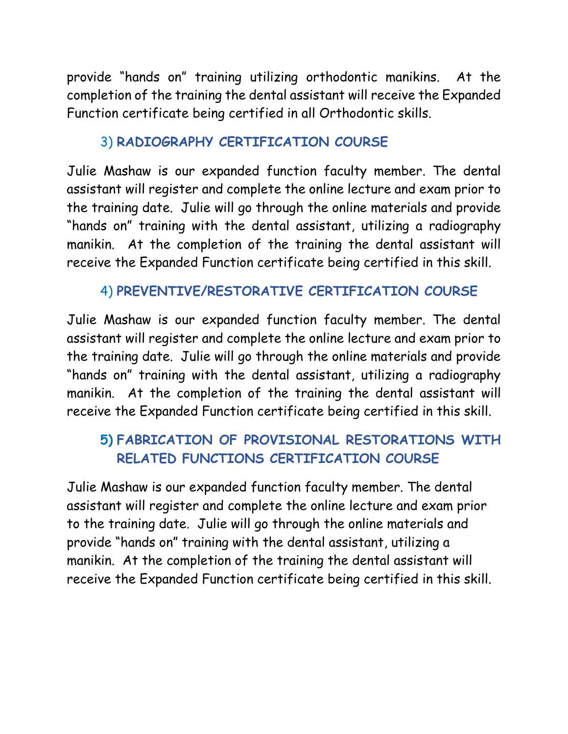provide "hands on" training utilizing orthodontic manikins. At the completion of the training the dental assistant will receive the Expanded Function certificate being certified in all Orthodontic skills.

### 3) RADIOGRAPHY CERTIFICATION COURSE

Julie Mashaw is our expanded function faculty member. The dental assistant will register and complete the online lecture and exam prior to the training date. Julie will go through the online materials and provide "hands on" training with the dental assistant, utilizing a radiography manikin. At the completion of the training the dental assistant will receive the Expanded Function certificate being certified in this skill.

### 4) PREVENTIVE/RESTORATIVE CERTIFICATION COURSE

Julie Mashaw is our expanded function faculty member. The dental assistant will register and complete the online lecture and exam prior to the training date. Julie will go through the online materials and provide "hands on" training with the dental assistant, utilizing a radiography manikin. At the completion of the training the dental assistant will receive the Expanded Function certificate being certified in this skill.

### 5) FABRICATION OF PROVISIONAL RESTORATIONS WITH RELATED FUNCTIONS CERTIFICATION COURSE

Julie Mashaw is our expanded function faculty member. The dental assistant will register and complete the online lecture and exam prior to the training date. Julie will go through the online materials and provide "hands on" training with the dental assistant, utilizing a manikin. At the completion of the training the dental assistant will receive the Expanded Function certificate being certified in this skill.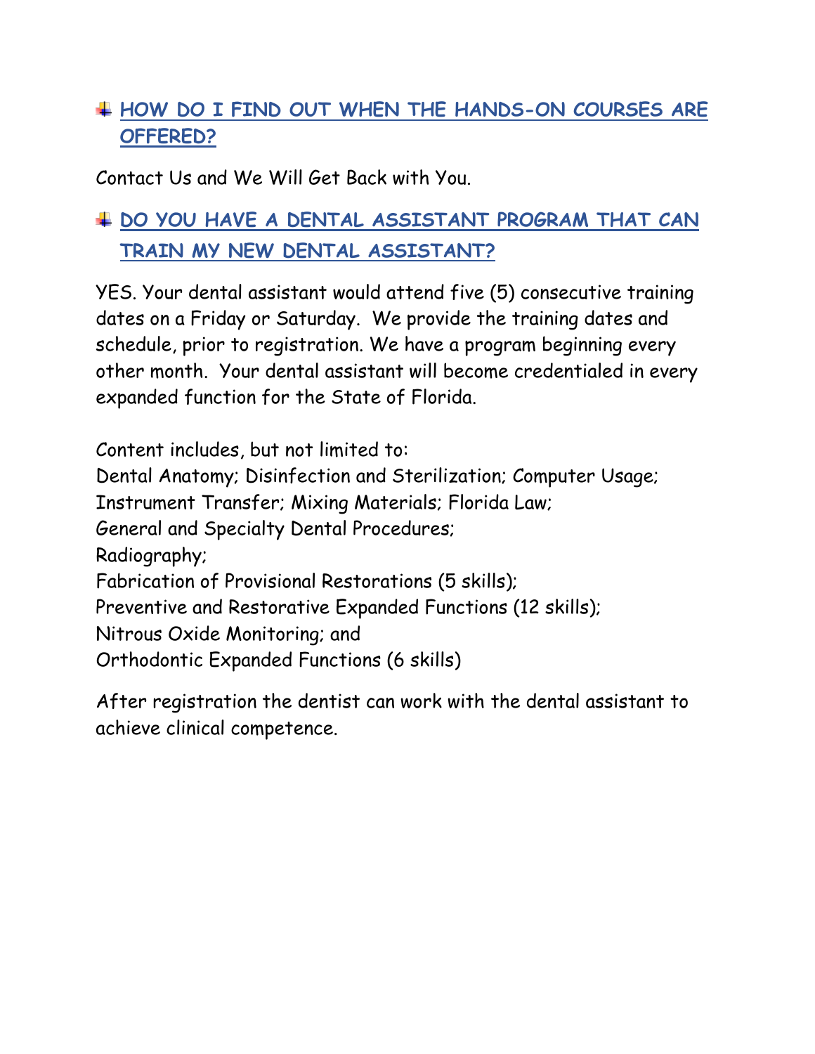## HOW DO I FIND OUT WHEN THE HANDS-ON COURSES ARE OFFERED?

Contact Us and We Will Get Back with You.

## DO YOU HAVE A DENTAL ASSISTANT PROGRAM THAT CAN TRAIN MY NEW DENTAL ASSISTANT?

YES. Your dental assistant would attend five (5) consecutive training dates on a Friday or Saturday. We provide the training dates and schedule, prior to registration. We have a program beginning every other month. Your dental assistant will become credentialed in every expanded function for the State of Florida.

Content includes, but not limited to:
Dental Anatomy; Disinfection and Sterilization; Computer Usage;
Instrument Transfer; Mixing Materials; Florida Law;
General and Specialty Dental Procedures;
Radiography;
Fabrication of Provisional Restorations (5 skills);
Preventive and Restorative Expanded Functions (12 skills);
Nitrous Oxide Monitoring; and
Orthodontic Expanded Functions (6 skills)

After registration the dentist can work with the dental assistant to achieve clinical competence.